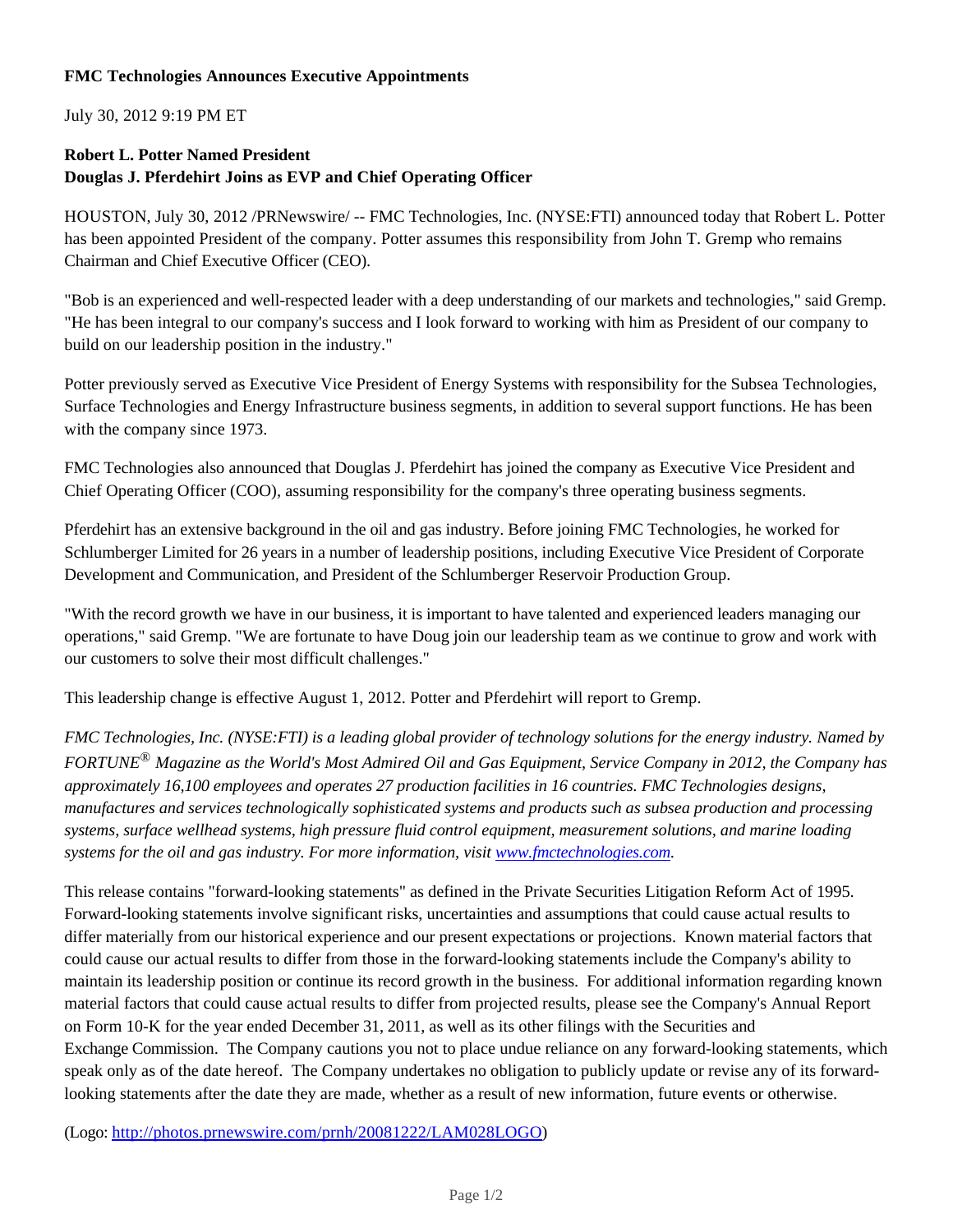# FMC Technologies Announces Executive Appointments

July 30, 2012 9:19 PM ET

**Robert L. Potter Named President**
**Douglas J. Pferdehirt Joins as EVP and Chief Operating Officer**

HOUSTON, July 30, 2012 /PRNewswire/ -- FMC Technologies, Inc. (NYSE:FTI) announced today that Robert L. Potter has been appointed President of the company. Potter assumes this responsibility from John T. Gremp who remains Chairman and Chief Executive Officer (CEO).

"Bob is an experienced and well-respected leader with a deep understanding of our markets and technologies," said Gremp. "He has been integral to our company's success and I look forward to working with him as President of our company to build on our leadership position in the industry."

Potter previously served as Executive Vice President of Energy Systems with responsibility for the Subsea Technologies, Surface Technologies and Energy Infrastructure business segments, in addition to several support functions. He has been with the company since 1973.

FMC Technologies also announced that Douglas J. Pferdehirt has joined the company as Executive Vice President and Chief Operating Officer (COO), assuming responsibility for the company's three operating business segments.

Pferdehirt has an extensive background in the oil and gas industry. Before joining FMC Technologies, he worked for Schlumberger Limited for 26 years in a number of leadership positions, including Executive Vice President of Corporate Development and Communication, and President of the Schlumberger Reservoir Production Group.

"With the record growth we have in our business, it is important to have talented and experienced leaders managing our operations," said Gremp. "We are fortunate to have Doug join our leadership team as we continue to grow and work with our customers to solve their most difficult challenges."

This leadership change is effective August 1, 2012. Potter and Pferdehirt will report to Gremp.

*FMC Technologies, Inc. (NYSE:FTI) is a leading global provider of technology solutions for the energy industry. Named by FORTUNE® Magazine as the World's Most Admired Oil and Gas Equipment, Service Company in 2012, the Company has approximately 16,100 employees and operates 27 production facilities in 16 countries. FMC Technologies designs, manufactures and services technologically sophisticated systems and products such as subsea production and processing systems, surface wellhead systems, high pressure fluid control equipment, measurement solutions, and marine loading systems for the oil and gas industry. For more information, visit [www.fmctechnologies.com](http://www.fmctechnologies.com).*

This release contains "forward-looking statements" as defined in the Private Securities Litigation Reform Act of 1995. Forward-looking statements involve significant risks, uncertainties and assumptions that could cause actual results to differ materially from our historical experience and our present expectations or projections. Known material factors that could cause our actual results to differ from those in the forward-looking statements include the Company's ability to maintain its leadership position or continue its record growth in the business. For additional information regarding known material factors that could cause actual results to differ from projected results, please see the Company's Annual Report on Form 10-K for the year ended December 31, 2011, as well as its other filings with the Securities and Exchange Commission. The Company cautions you not to place undue reliance on any forward-looking statements, which speak only as of the date hereof. The Company undertakes no obligation to publicly update or revise any of its forward-looking statements after the date they are made, whether as a result of new information, future events or otherwise.

(Logo: [http://photos.prnewswire.com/prnh/20081222/LAM028LOGO](http://photos.prnewswire.com/prnh/20081222/LAM028LOGO))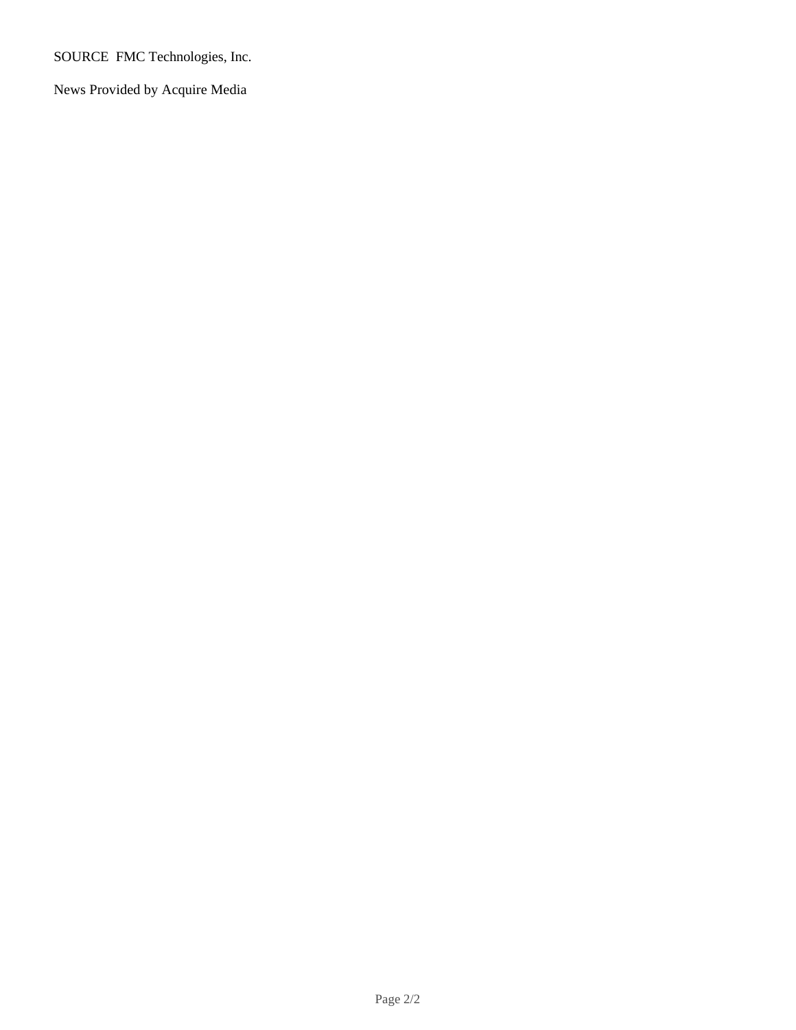SOURCE  FMC Technologies, Inc.

News Provided by Acquire Media